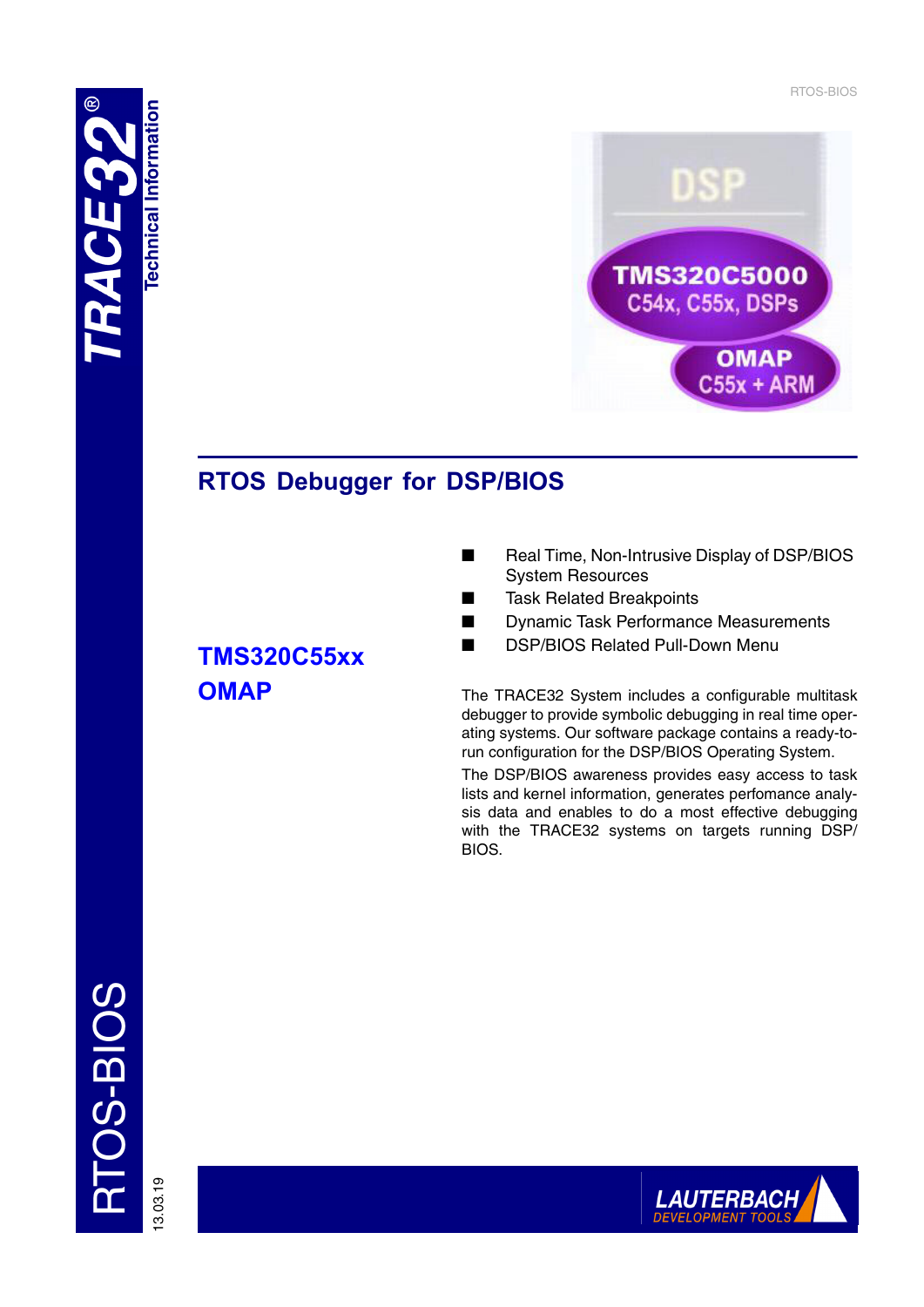# RTOS Debugger for DSP/BIOS

## TMS320C55xx
## OMAP

- Real Time, Non-Intrusive Display of DSP/BIOS System Resources
- Task Related Breakpoints
- Dynamic Task Performance Measurements
- DSP/BIOS Related Pull-Down Menu

The TRACE32 System includes a configurable multitask debugger to provide symbolic debugging in real time operating systems. Our software package contains a ready-to-run configuration for the DSP/BIOS Operating System.

The DSP/BIOS awareness provides easy access to task lists and kernel information, generates perfomance analysis data and enables to do a most effective debugging with the TRACE32 systems on targets running DSP/BIOS.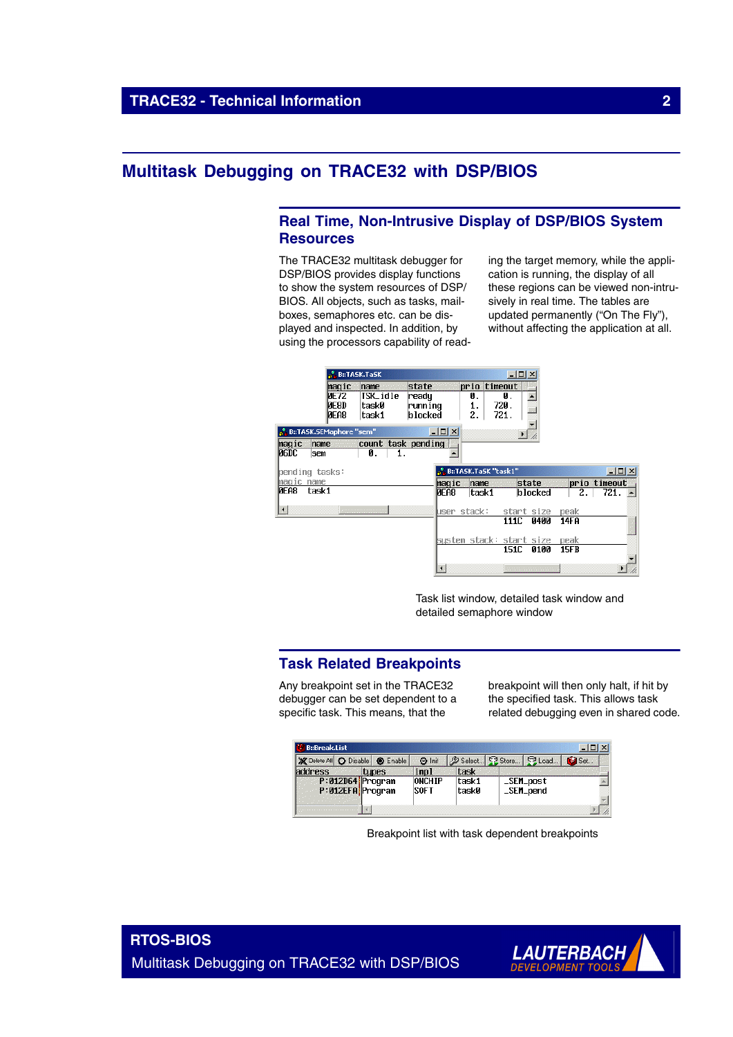# Multitask Debugging on TRACE32 with DSP/BIOS

## Real Time, Non-Intrusive Display of DSP/BIOS System Resources

The TRACE32 multitask debugger for DSP/BIOS provides display functions to show the system resources of DSP/BIOS. All objects, such as tasks, mailboxes, semaphores etc. can be displayed and inspected. In addition, by using the processors capability of reading the target memory, while the application is running, the display of all these regions can be viewed non-intrusively in real time. The tables are updated permanently ("On The Fly"), without affecting the application at all.

Task list window, detailed task window and detailed semaphore window

## Task Related Breakpoints

Any breakpoint set in the TRACE32 debugger can be set dependent to a specific task. This means, that the breakpoint will then only halt, if hit by the specified task. This allows task related debugging even in shared code.

Breakpoint list with task dependent breakpoints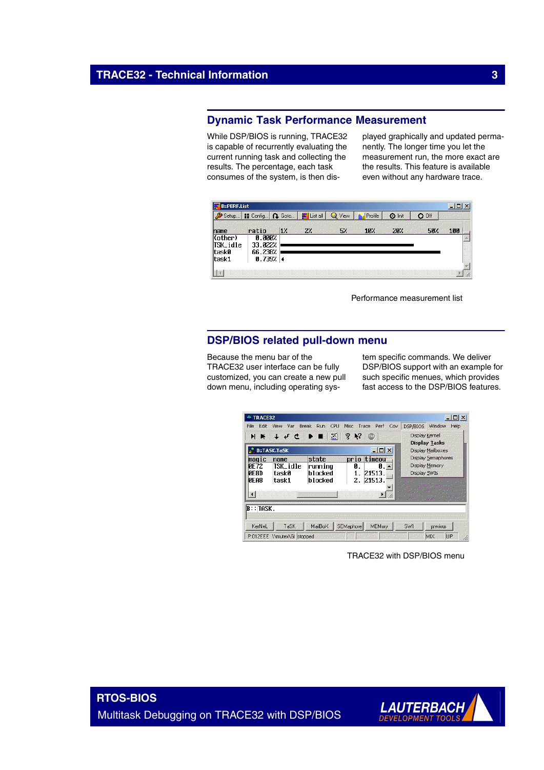## Dynamic Task Performance Measurement

While DSP/BIOS is running, TRACE32 is capable of recurrently evaluating the current running task and collecting the results. The percentage, each task consumes of the system, is then displayed graphically and updated permanently. The longer time you let the measurement run, the more exact are the results. This feature is available even without any hardware trace.

Performance measurement list

## DSP/BIOS related pull-down menu

Because the menu bar of the TRACE32 user interface can be fully customized, you can create a new pull down menu, including operating system specific commands. We deliver DSP/BIOS support with an example for such specific menues, which provides fast access to the DSP/BIOS features.

TRACE32 with DSP/BIOS menu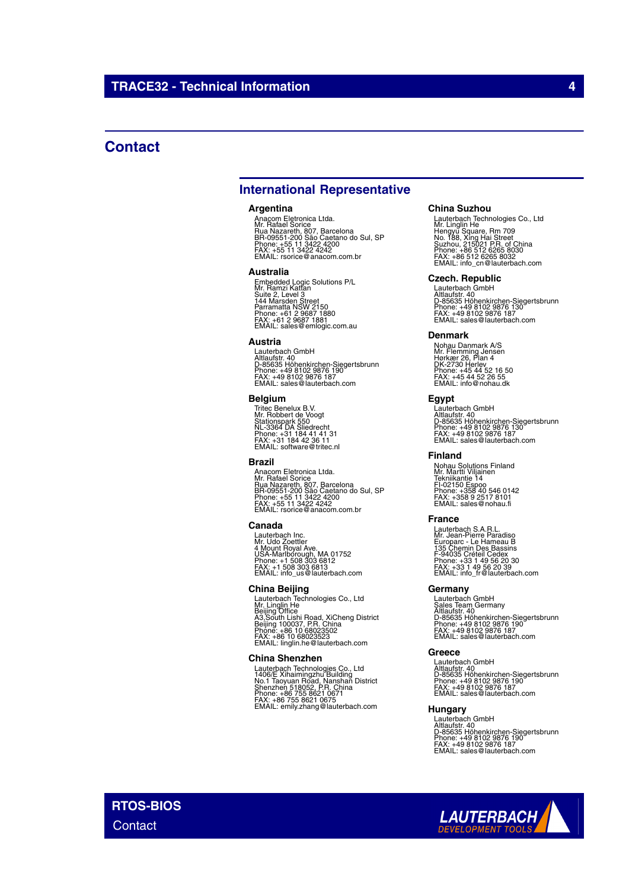## Contact

### International Representative

**Argentina**

Anacom Eletronica Ltda.
Mr. Rafael Sorice
Rua Nazareth, 807, Barcelona
BR-09551-200 São Caetano do Sul, SP
Phone: +55 11 3422 4200
FAX: +55 11 3422 4242
EMAIL: rsorice@anacom.com.br

**Australia**

Embedded Logic Solutions P/L
Mr. Ramzi Kattan
Suite 2, Level 3
144 Marsden Street
Parramatta NSW 2150
Phone: +61 2 9687 1880
FAX: +61 2 9687 1881
EMAIL: sales@emlogic.com.au

**Austria**

Lauterbach GmbH
Altlaufstr. 40
D-85635 Höhenkirchen-Siegertsbrunn
Phone: +49 8102 9876 190
FAX: +49 8102 9876 187
EMAIL: sales@lauterbach.com

**Belgium**

Tritec Benelux B.V.
Mr. Robbert de Voogt
Stationspark 550
NL-3364 DA Sliedrecht
Phone: +31 184 41 41 31
FAX: +31 184 42 36 11
EMAIL: software@tritec.nl

**Brazil**

Anacom Eletronica Ltda.
Mr. Rafael Sorice
Rua Nazareth, 807, Barcelona
BR-09551-200 São Caetano do Sul, SP
Phone: +55 11 3422 4200
FAX: +55 11 3422 4242
EMAIL: rsorice@anacom.com.br

**Canada**

Lauterbach Inc.
Mr. Udo Zoettler
4 Mount Royal Ave.
USA-Marlborough, MA 01752
Phone: +1 508 303 6812
FAX: +1 508 303 6813
EMAIL: info_us@lauterbach.com

**China Beijing**

Lauterbach Technologies Co., Ltd
Mr. Linglin He
Beijing Office
A3,South Lishi Road, XiCheng District
Beijing 100037, P.R. China
Phone: +86 10 68023502
FAX: +86 10 68023523
EMAIL: linglin.he@lauterbach.com

**China Shenzhen**

Lauterbach Technologies Co., Ltd
1406/E Xihaimingzhu Building
No.1 Taoyuan Road, Nanshan District
Shenzhen 518052, P.R. China
Phone: +86 755 8621 0671
FAX: +86 755 8621 0675
EMAIL: emily.zhang@lauterbach.com

**China Suzhou**

Lauterbach Technologies Co., Ltd
Mr. Linglin He
Hengyu Square, Rm 709
No. 188, Xing Hai Street
Suzhou, 215021 P.R. of China
Phone: +86 512 6265 8030
FAX: +86 512 6265 8032
EMAIL: info_cn@lauterbach.com

**Czech. Republic**

Lauterbach GmbH
Altlaufstr. 40
D-85635 Höhenkirchen-Siegertsbrunn
Phone: +49 8102 9876 130
FAX: +49 8102 9876 187
EMAIL: sales@lauterbach.com

**Denmark**

Nohau Danmark A/S
Mr. Flemming Jensen
Hørkær 26, Plan 4
DK-2730 Herlev
Phone: +45 44 52 16 50
FAX: +45 44 52 26 55
EMAIL: info@nohau.dk

**Egypt**

Lauterbach GmbH
Altlaufstr. 40
D-85635 Höhenkirchen-Siegertsbrunn
Phone: +49 8102 9876 130
FAX: +49 8102 9876 187
EMAIL: sales@lauterbach.com

**Finland**

Nohau Solutions Finland
Mr. Martti Viljainen
Tekniikantie 14
FI-02150 Espoo
Phone: +358 40 546 0142
FAX: +358 9 2517 8101
EMAIL: sales@nohau.fi

**France**

Lauterbach S.A.R.L.
Mr. Jean-Pierre Paradiso
Europarc - Le Hameau B
135 Chemin Des Bassins
F-94035 Créteil Cedex
Phone: +33 1 49 56 20 30
FAX: +33 1 49 56 20 39
EMAIL: info_fr@lauterbach.com

**Germany**

Lauterbach GmbH
Sales Team Germany
Altlaufstr. 40
D-85635 Höhenkirchen-Siegertsbrunn
Phone: +49 8102 9876 190
FAX: +49 8102 9876 187
EMAIL: sales@lauterbach.com

**Greece**

Lauterbach GmbH
Altlaufstr. 40
D-85635 Höhenkirchen-Siegertsbrunn
Phone: +49 8102 9876 190
FAX: +49 8102 9876 187
EMAIL: sales@lauterbach.com

**Hungary**

Lauterbach GmbH
Altlaufstr. 40
D-85635 Höhenkirchen-Siegertsbrunn
Phone: +49 8102 9876 190
FAX: +49 8102 9876 187
EMAIL: sales@lauterbach.com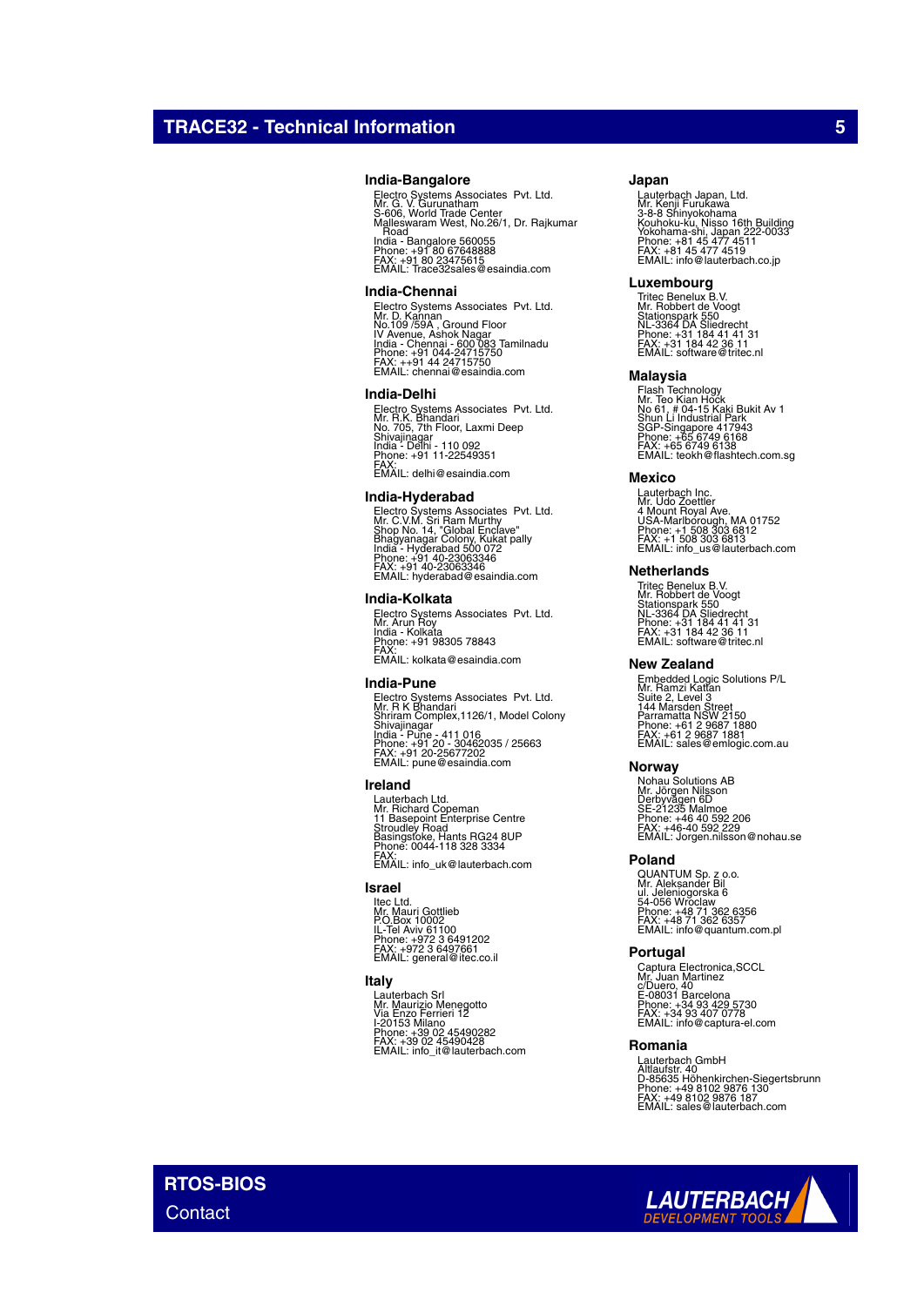## India-Bangalore

Electro Systems Associates Pvt. Ltd.
Mr. G. V. Gurunatham
S-606, World Trade Center
Malleswaram West, No.26/1, Dr. Rajkumar Road
India - Bangalore 560055
Phone: +91 80 67648888
FAX: +91 80 23475615
EMAIL: Trace32sales@esaindia.com

## India-Chennai

Electro Systems Associates Pvt. Ltd.
Mr. D. Kannan
No.109 /59A , Ground Floor
IV Avenue, Ashok Nagar
India - Chennai - 600 083 Tamilnadu
Phone: +91 044-24715750
FAX: ++91 44 24715750
EMAIL: chennai@esaindia.com

## India-Delhi

Electro Systems Associates Pvt. Ltd.
Mr. R.K. Bhandari
No. 705, 7th Floor, Laxmi Deep
Shivajinagar
India - Delhi - 110 092
Phone: +91 11-22549351
FAX:
EMAIL: delhi@esaindia.com

## India-Hyderabad

Electro Systems Associates Pvt. Ltd.
Mr. C.V.M. Sri Ram Murthy
Shop No. 14, "Global Enclave"
Bhagyanagar Colony, Kukat pally
India - Hyderabad 500 072
Phone: +91 40-23063346
FAX: +91 40-23063346
EMAIL: hyderabad@esaindia.com

## India-Kolkata

Electro Systems Associates Pvt. Ltd.
Mr. Arun Roy
India - Kolkata
Phone: +91 98305 78843
FAX:
EMAIL: kolkata@esaindia.com

## India-Pune

Electro Systems Associates Pvt. Ltd.
Mr. R K Bhandari
Shriram Complex,1126/1, Model Colony
Shivajinagar
India - Pune - 411 016
Phone: +91 20 - 30462035 / 25663
FAX: +91 20-25677202
EMAIL: pune@esaindia.com

## Ireland

Lauterbach Ltd.
Mr. Richard Copeman
11 Basepoint Enterprise Centre
Stroudley Road
Basingstoke, Hants RG24 8UP
Phone: 0044-118 328 3334
FAX:
EMAIL: info_uk@lauterbach.com

## Israel

Itec Ltd.
Mr. Mauri Gottlieb
P.O.Box 10002
IL-Tel Aviv 61100
Phone: +972 3 6491202
FAX: +972 3 6497661
EMAIL: general@itec.co.il

## Italy

Lauterbach Srl
Mr. Maurizio Menegotto
Via Enzo Ferrieri 12
I-20153 Milano
Phone: +39 02 45490282
FAX: +39 02 45490428
EMAIL: info_it@lauterbach.com

## Japan

Lauterbach Japan, Ltd.
Mr. Kenji Furukawa
3-8-8 Shinyokohama
Kouhoku-ku, Nisso 16th Building
Yokohama-shi, Japan 222-0033
Phone: +81 45 477 4511
FAX: +81 45 477 4519
EMAIL: info@lauterbach.co.jp

## Luxembourg

Tritec Benelux B.V.
Mr. Robbert de Voogt
Stationspark 550
NL-3364 DA Sliedrecht
Phone: +31 184 41 41 31
FAX: +31 184 42 36 11
EMAIL: software@tritec.nl

## Malaysia

Flash Technology
Mr. Teo Kian Hock
No 61, # 04-15 Kaki Bukit Av 1
Shun Li Industrial Park
SGP-Singapore 417943
Phone: +65 6749 6168
FAX: +65 6749 6138
EMAIL: teokh@flashtech.com.sg

## Mexico

Lauterbach Inc.
Mr. Udo Zoettler
4 Mount Royal Ave.
USA-Marlborough, MA 01752
Phone: +1 508 303 6812
FAX: +1 508 303 6813
EMAIL: info_us@lauterbach.com

## Netherlands

Tritec Benelux B.V.
Mr. Robbert de Voogt
Stationspark 550
NL-3364 DA Sliedrecht
Phone: +31 184 41 41 31
FAX: +31 184 42 36 11
EMAIL: software@tritec.nl

## New Zealand

Embedded Logic Solutions P/L
Mr. Ramzi Kattan
Suite 2, Level 3
144 Marsden Street
Parramatta NSW 2150
Phone: +61 2 9687 1880
FAX: +61 2 9687 1881
EMAIL: sales@emlogic.com.au

## Norway

Nohau Solutions AB
Mr. Jörgen Nilsson
Derbyvägen 6D
SE-21235 Malmoe
Phone: +46 40 592 206
FAX: +46-40 592 229
EMAIL: Jorgen.nilsson@nohau.se

## Poland

QUANTUM Sp. z o.o.
Mr. Aleksander Bil
ul. Jeleniogorska 6
54-056 Wroclaw
Phone: +48 71 362 6356
FAX: +48 71 362 6357
EMAIL: info@quantum.com.pl

## Portugal

Captura Electronica,SCCL
Mr. Juan Martinez
c/Duero, 40
E-08031 Barcelona
Phone: +34 93 429 5730
FAX: +34 93 407 0778
EMAIL: info@captura-el.com

## Romania

Lauterbach GmbH
Altlaufstr. 40
D-85635 Höhenkirchen-Siegertsbrunn
Phone: +49 8102 9876 130
FAX: +49 8102 9876 187
EMAIL: sales@lauterbach.com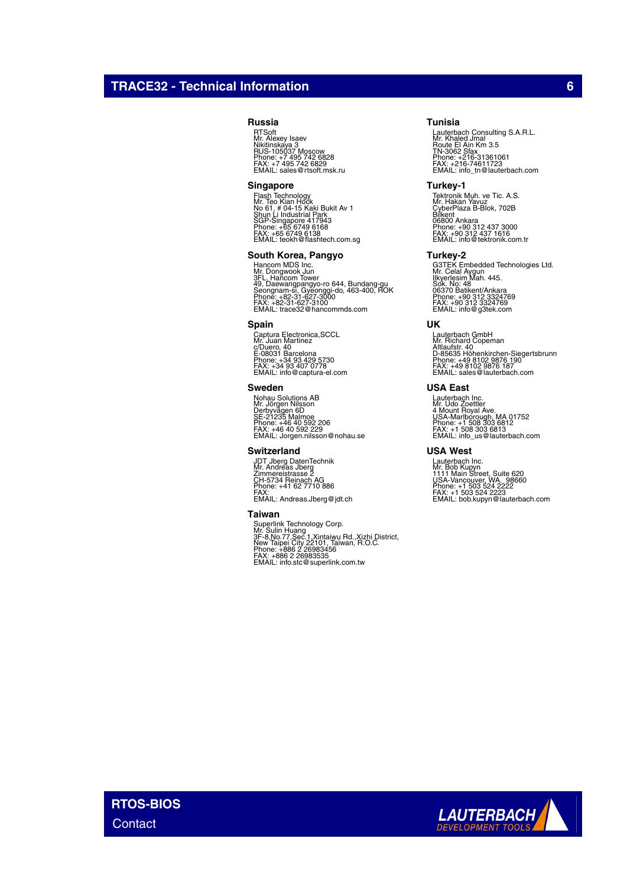## Russia

RTSoft
Mr. Alexey Isaev
Nikitinskaya 3
RUS-105037 Moscow
Phone: +7 495 742 6828
FAX: +7 495 742 6829
EMAIL: sales@rtsoft.msk.ru

## Singapore

Flash Technology
Mr. Teo Kian Hock
No 61, # 04-15 Kaki Bukit Av 1
Shun Li Industrial Park
SGP-Singapore 417943
Phone: +65 6749 6168
FAX: +65 6749 6138
EMAIL: teokh@flashtech.com.sg

## South Korea, Pangyo

Hancom MDS Inc.
Mr. Dongwook Jun
3FL, Hancom Tower
49, Daewangpangyo-ro 644, Bundang-gu
Seongnam-si, Gyeonggi-do, 463-400, ROK
Phone: +82-31-627-3000
FAX: +82-31-627-3100
EMAIL: trace32@hancommds.com

## Spain

Captura Electronica,SCCL
Mr. Juan Martinez
c/Duero, 40
E-08031 Barcelona
Phone: +34 93 429 5730
FAX: +34 93 407 0778
EMAIL: info@captura-el.com

## Sweden

Nohau Solutions AB
Mr. Jörgen Nilsson
Derbyvägen 6D
SE-21235 Malmoe
Phone: +46 40 592 206
FAX: +46 40 592 229
EMAIL: Jorgen.nilsson@nohau.se

## Switzerland

JDT Jberg DatenTechnik
Mr. Andreas Jberg
Zimmereistrasse 2
CH-5734 Reinach AG
Phone: +41 62 7710 886
FAX:
EMAIL: Andreas.Jberg@jdt.ch

## Taiwan

Superlink Technology Corp.
Mr. Sulin Huang
3F-8,No.77,Sec.1,Xintaiwu Rd.,Xizhi District,
New Taipei City 22101, Taiwan, R.O.C.
Phone: +886 2 26983456
FAX: +886 2 26983535
EMAIL: info.stc@superlink.com.tw

## Tunisia

Lauterbach Consulting S.A.R.L.
Mr. Khaled Jmal
Route El Ain Km 3.5
TN-3062 Sfax
Phone: +216-31361061
FAX: +216-74611723
EMAIL: info_tn@lauterbach.com

## Turkey-1

Tektronik Muh. ve Tic. A.S.
Mr. Hakan Yavuz
CyberPlaza B-Blok, 702B
Bilkent
06800 Ankara
Phone: +90 312 437 3000
FAX: +90 312 437 1616
EMAIL: info@tektronik.com.tr

## Turkey-2

G3TEK Embedded Technologies Ltd.
Mr. Celal Aygun
Ilkyerlesim Mah. 445.
Sok. No: 48
06370 Batikent/Ankara
Phone: +90 312 3324769
FAX: +90 312 3324769
EMAIL: info@g3tek.com

## UK

Lauterbach GmbH
Mr. Richard Copeman
Altlaufstr. 40
D-85635 Höhenkirchen-Siegertsbrunn
Phone: +49 8102 9876 190
FAX: +49 8102 9876 187
EMAIL: sales@lauterbach.com

## USA East

Lauterbach Inc.
Mr. Udo Zoettler
4 Mount Royal Ave.
USA-Marlborough, MA 01752
Phone: +1 508 303 6812
FAX: +1 508 303 6813
EMAIL: info_us@lauterbach.com

## USA West

Lauterbach Inc.
Mr. Bob Kupyn
1111 Main Street, Suite 620
USA-Vancouver, WA. 98660
Phone: +1 503 524 2222
FAX: +1 503 524 2223
EMAIL: bob.kupyn@lauterbach.com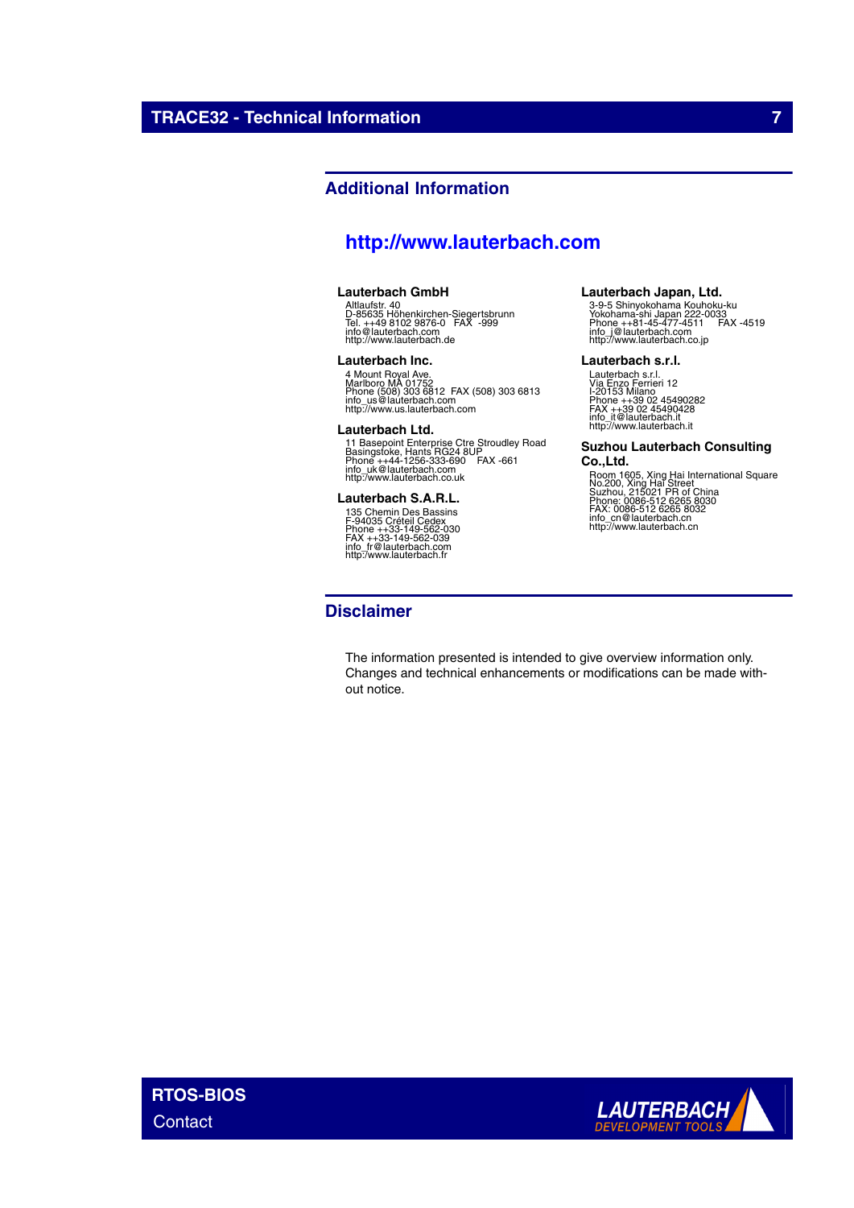## Additional Information

### http://www.lauterbach.com

**Lauterbach GmbH**
Altlaufstr. 40
D-85635 Höhenkirchen-Siegertsbrunn
Tel. ++49 8102 9876-0   FAX -999
info@lauterbach.com
http://www.lauterbach.de

**Lauterbach Inc.**
4 Mount Royal Ave.
Marlboro MA 01752
Phone (508) 303 6812   FAX (508) 303 6813
info_us@lauterbach.com
http://www.us.lauterbach.com

**Lauterbach Ltd.**
11 Basepoint Enterprise Ctre Stroudley Road
Basingstoke, Hants RG24 8UP
Phone ++44-1256-333-690   FAX -661
info_uk@lauterbach.com
http://www.lauterbach.co.uk

**Lauterbach S.A.R.L.**
135 Chemin Des Bassins
F-94035 Créteil Cedex
Phone ++33-149-562-030
FAX ++33-149-562-039
info_fr@lauterbach.com
http://www.lauterbach.fr

**Lauterbach Japan, Ltd.**
3-9-5 Shinyokohama Kouhoku-ku
Yokohama-shi Japan 222-0033
Phone ++81-45-477-4511   FAX -4519
info_j@lauterbach.com
http://www.lauterbach.co.jp

**Lauterbach s.r.l.**
Lauterbach s.r.l.
Via Enzo Ferrieri 12
I-20153 Milano
Phone ++39 02 45490282
FAX ++39 02 45490428
info_it@lauterbach.it
http://www.lauterbach.it

**Suzhou Lauterbach Consulting Co.,Ltd.**
Room 1605, Xing Hai International Square
No.200, Xing Hai Street
Suzhou, 215021 PR of China
Phone: 0086-512 6265 8030
FAX: 0086-512 6265 8032
info_cn@lauterbach.cn
http://www.lauterbach.cn

## Disclaimer

The information presented is intended to give overview information only. Changes and technical enhancements or modifications can be made without notice.